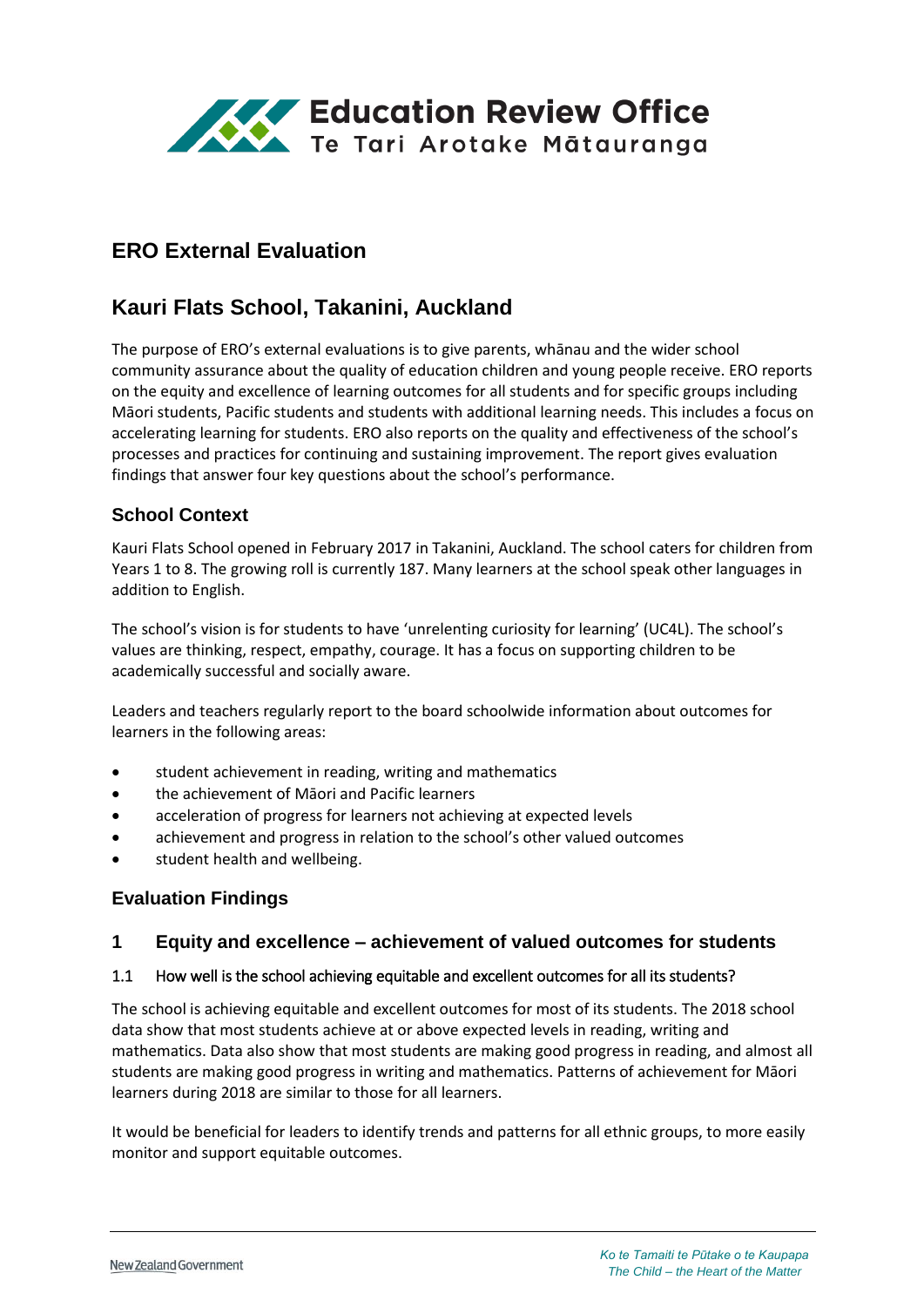# ERO External Evaluation

# Kauri Flats School, Takanini, Auckland

The purpose of ERO's external evaluations is to give parents, whānau and the wider school community assurance about the quality of education children and young people receive. ERO reports on the equity and excellence of learning outcomes for all students and for specific groups including Māori students, Pacific students and students with additional learning needs. This includes a focus on accelerating learning for students. ERO also reports on the quality and effectiveness of the school's processes and practices for continuing and sustaining improvement. The report gives evaluation findings that answer four key questions about the school's performance.

## School Context

Kauri Flats School opened in February 2017 in Takanini, Auckland. The school caters for children from Years 1 to 8. The growing roll is currently 187. Many learners at the school speak other languages in addition to English.

The school's vision is for students to have 'unrelenting curiosity for learning' (UC4L). The school's values are thinking, respect, empathy, courage. It has a focus on supporting children to be academically successful and socially aware.

Leaders and teachers regularly report to the board schoolwide information about outcomes for learners in the following areas:

- student achievement in reading, writing and mathematics
- the achievement of Māori and Pacific learners
- acceleration of progress for learners not achieving at expected levels
- achievement and progress in relation to the school's other valued outcomes
- student health and wellbeing.

## Evaluation Findings

### 1 Equity and excellence – achievement of valued outcomes for students

#### 1.1 How well is the school achieving equitable and excellent outcomes for all its students?

The school is achieving equitable and excellent outcomes for most of its students. The 2018 school data show that most students achieve at or above expected levels in reading, writing and mathematics. Data also show that most students are making good progress in reading, and almost all students are making good progress in writing and mathematics. Patterns of achievement for Māori learners during 2018 are similar to those for all learners.

It would be beneficial for leaders to identify trends and patterns for all ethnic groups, to more easily monitor and support equitable outcomes.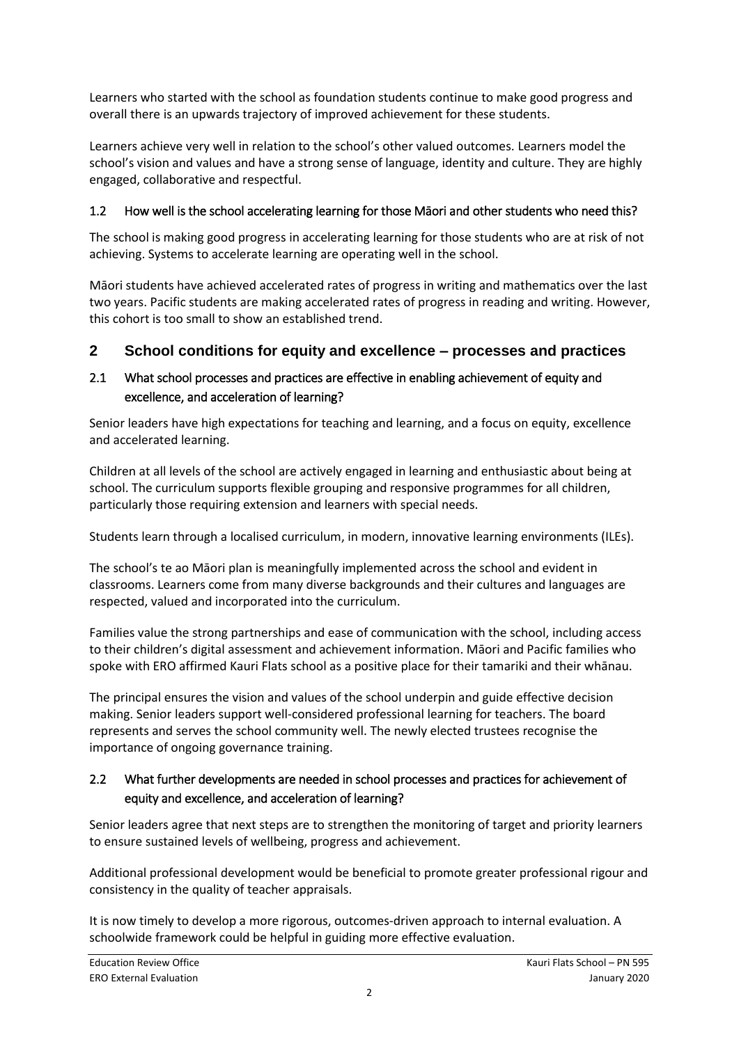Learners who started with the school as foundation students continue to make good progress and overall there is an upwards trajectory of improved achievement for these students.

Learners achieve very well in relation to the school's other valued outcomes. Learners model the school's vision and values and have a strong sense of language, identity and culture. They are highly engaged, collaborative and respectful.

### 1.2 How well is the school accelerating learning for those Māori and other students who need this?

The school is making good progress in accelerating learning for those students who are at risk of not achieving. Systems to accelerate learning are operating well in the school.

Māori students have achieved accelerated rates of progress in writing and mathematics over the last two years. Pacific students are making accelerated rates of progress in reading and writing. However, this cohort is too small to show an established trend.

## 2 School conditions for equity and excellence – processes and practices

### 2.1 What school processes and practices are effective in enabling achievement of equity and excellence, and acceleration of learning?

Senior leaders have high expectations for teaching and learning, and a focus on equity, excellence and accelerated learning.

Children at all levels of the school are actively engaged in learning and enthusiastic about being at school. The curriculum supports flexible grouping and responsive programmes for all children, particularly those requiring extension and learners with special needs.

Students learn through a localised curriculum, in modern, innovative learning environments (ILEs).

The school's te ao Māori plan is meaningfully implemented across the school and evident in classrooms. Learners come from many diverse backgrounds and their cultures and languages are respected, valued and incorporated into the curriculum.

Families value the strong partnerships and ease of communication with the school, including access to their children's digital assessment and achievement information. Māori and Pacific families who spoke with ERO affirmed Kauri Flats school as a positive place for their tamariki and their whānau.

The principal ensures the vision and values of the school underpin and guide effective decision making. Senior leaders support well-considered professional learning for teachers. The board represents and serves the school community well. The newly elected trustees recognise the importance of ongoing governance training.

### 2.2 What further developments are needed in school processes and practices for achievement of equity and excellence, and acceleration of learning?

Senior leaders agree that next steps are to strengthen the monitoring of target and priority learners to ensure sustained levels of wellbeing, progress and achievement.

Additional professional development would be beneficial to promote greater professional rigour and consistency in the quality of teacher appraisals.

It is now timely to develop a more rigorous, outcomes-driven approach to internal evaluation. A schoolwide framework could be helpful in guiding more effective evaluation.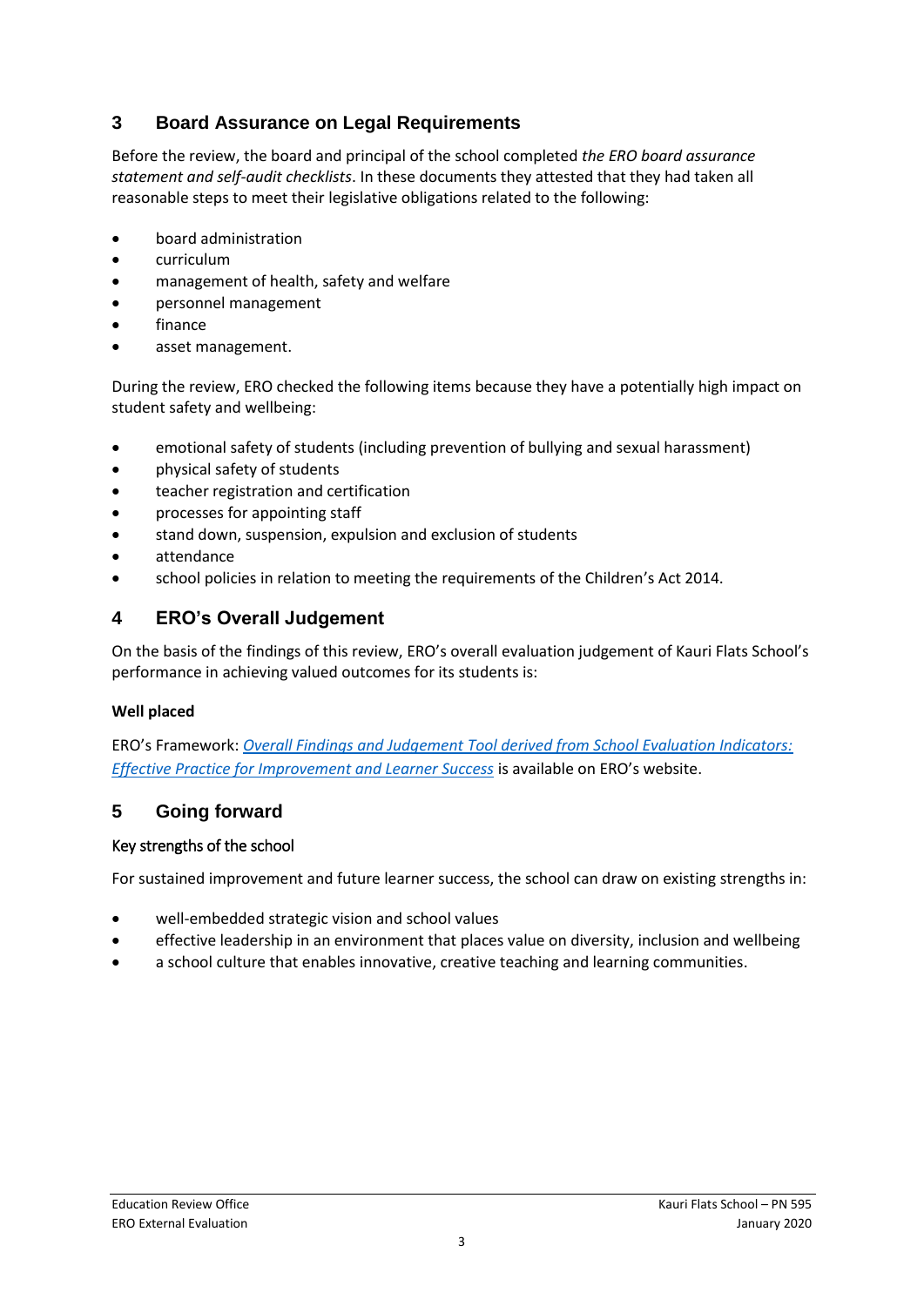## 3 Board Assurance on Legal Requirements

Before the review, the board and principal of the school completed *the ERO board assurance statement and self-audit checklists*. In these documents they attested that they had taken all reasonable steps to meet their legislative obligations related to the following:

- board administration
- curriculum
- management of health, safety and welfare
- personnel management
- finance
- asset management.

During the review, ERO checked the following items because they have a potentially high impact on student safety and wellbeing:

- emotional safety of students (including prevention of bullying and sexual harassment)
- physical safety of students
- teacher registration and certification
- processes for appointing staff
- stand down, suspension, expulsion and exclusion of students
- attendance
- school policies in relation to meeting the requirements of the Children's Act 2014.

## 4 ERO's Overall Judgement

On the basis of the findings of this review, ERO's overall evaluation judgement of Kauri Flats School's performance in achieving valued outcomes for its students is:

**Well placed**

ERO's Framework: *Overall Findings and Judgement Tool derived from School Evaluation Indicators: Effective Practice for Improvement and Learner Success* is available on ERO's website.

## 5 Going forward

### Key strengths of the school

For sustained improvement and future learner success, the school can draw on existing strengths in:

- well-embedded strategic vision and school values
- effective leadership in an environment that places value on diversity, inclusion and wellbeing
- a school culture that enables innovative, creative teaching and learning communities.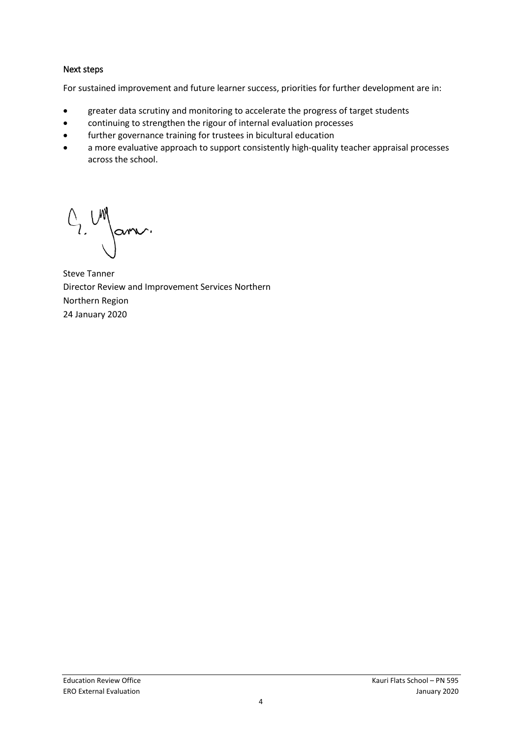### Next steps

For sustained improvement and future learner success, priorities for further development are in:

- greater data scrutiny and monitoring to accelerate the progress of target students
- continuing to strengthen the rigour of internal evaluation processes
- further governance training for trustees in bicultural education
- a more evaluative approach to support consistently high-quality teacher appraisal processes across the school.

Steve Tanner
Director Review and Improvement Services Northern
Northern Region
24 January 2020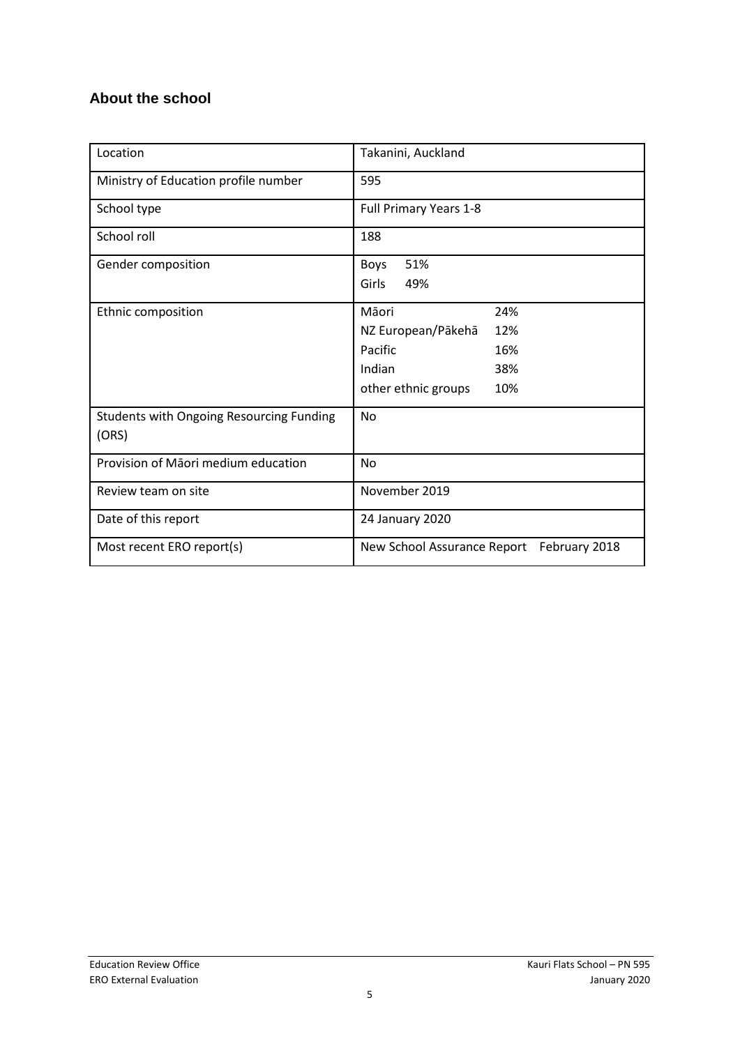## About the school

| | |
|---|---|
| Location | Takanini, Auckland |
| Ministry of Education profile number | 595 |
| School type | Full Primary Years 1-8 |
| School roll | 188 |
| Gender composition | Boys 51%<br>Girls 49% |
| Ethnic composition | Māori 24%<br>NZ European/Pākehā 12%<br>Pacific 16%<br>Indian 38%<br>other ethnic groups 10% |
| Students with Ongoing Resourcing Funding (ORS) | No |
| Provision of Māori medium education | No |
| Review team on site | November 2019 |
| Date of this report | 24 January 2020 |
| Most recent ERO report(s) | New School Assurance Report February 2018 |